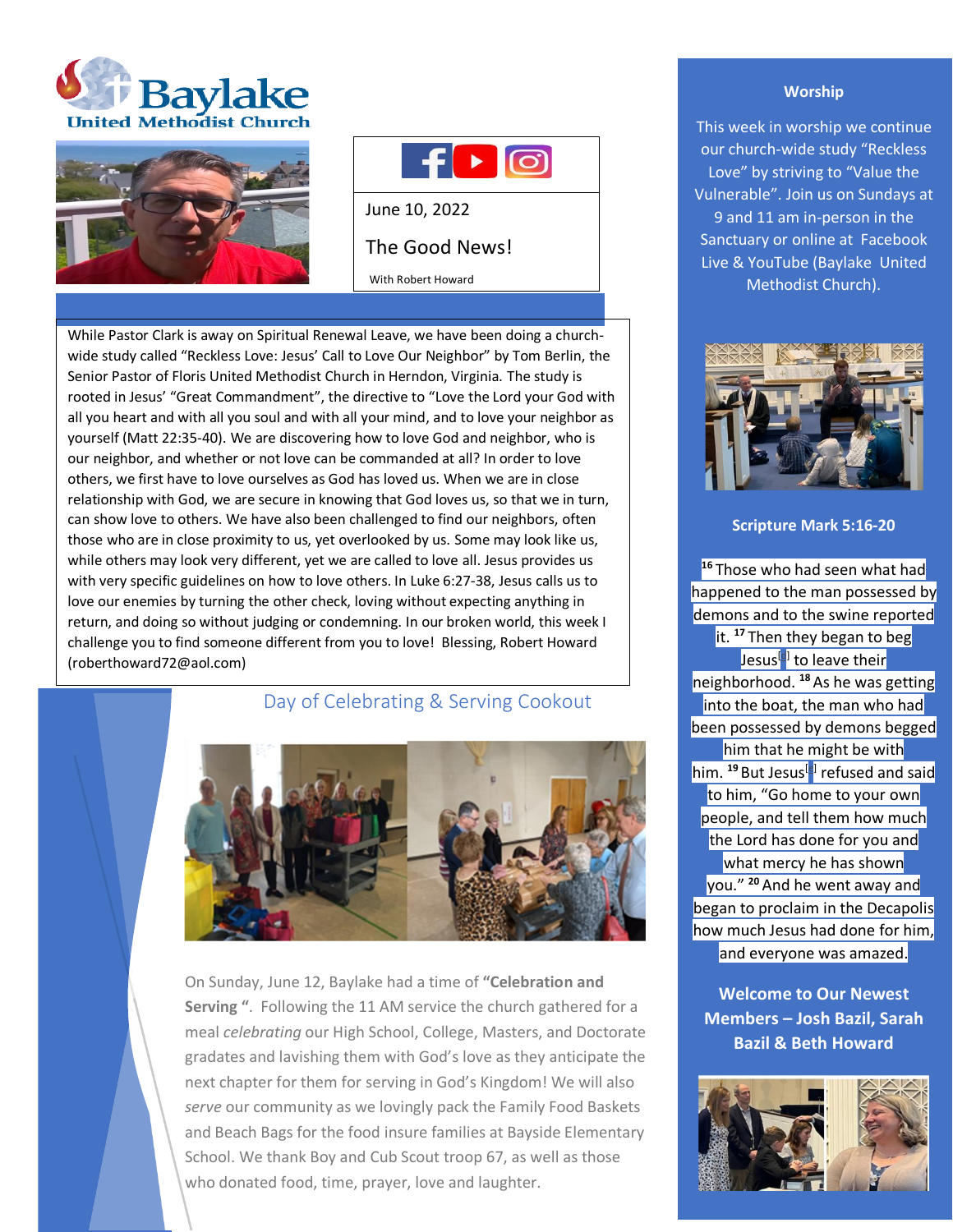# Baylake United Methodist Church

June 10, 2022

## The Good News!

With Robert Howard

While Pastor Clark is away on Spiritual Renewal Leave, we have been doing a church-wide study called "Reckless Love: Jesus' Call to Love Our Neighbor" by Tom Berlin, the Senior Pastor of Floris United Methodist Church in Herndon, Virginia. The study is rooted in Jesus' "Great Commandment", the directive to "Love the Lord your God with all you heart and with all you soul and with all your mind, and to love your neighbor as yourself (Matt 22:35-40). We are discovering how to love God and neighbor, who is our neighbor, and whether or not love can be commanded at all? In order to love others, we first have to love ourselves as God has loved us. When we are in close relationship with God, we are secure in knowing that God loves us, so that we in turn, can show love to others. We have also been challenged to find our neighbors, often those who are in close proximity to us, yet overlooked by us. Some may look like us, while others may look very different, yet we are called to love all. Jesus provides us with very specific guidelines on how to love others. In Luke 6:27-38, Jesus calls us to love our enemies by turning the other check, loving without expecting anything in return, and doing so without judging or condemning. In our broken world, this week I challenge you to find someone different from you to love! Blessing, Robert Howard (roberthoward72@aol.com)

## Day of Celebrating & Serving Cookout

On Sunday, June 12, Baylake had a time of **"Celebration and Serving "**. Following the 11 AM service the church gathered for a meal *celebrating* our High School, College, Masters, and Doctorate gradates and lavishing them with God's love as they anticipate the next chapter for them for serving in God's Kingdom! We will also *serve* our community as we lovingly pack the Family Food Baskets and Beach Bags for the food insure families at Bayside Elementary School. We thank Boy and Cub Scout troop 67, as well as those who donated food, time, prayer, love and laughter.

### Worship

This week in worship we continue our church-wide study "Reckless Love" by striving to "Value the Vulnerable". Join us on Sundays at 9 and 11 am in-person in the Sanctuary or online at Facebook Live & YouTube (Baylake United Methodist Church).

### Scripture Mark 5:16-20

[16] Those who had seen what had happened to the man possessed by demons and to the swine reported it. [17] Then they began to beg Jesus[a] to leave their neighborhood. [18] As he was getting into the boat, the man who had been possessed by demons begged him that he might be with him. [19] But Jesus[b] refused and said to him, "Go home to your own people, and tell them how much the Lord has done for you and what mercy he has shown you." [20] And he went away and began to proclaim in the Decapolis how much Jesus had done for him, and everyone was amazed.

### Welcome to Our Newest Members – Josh Bazil, Sarah Bazil & Beth Howard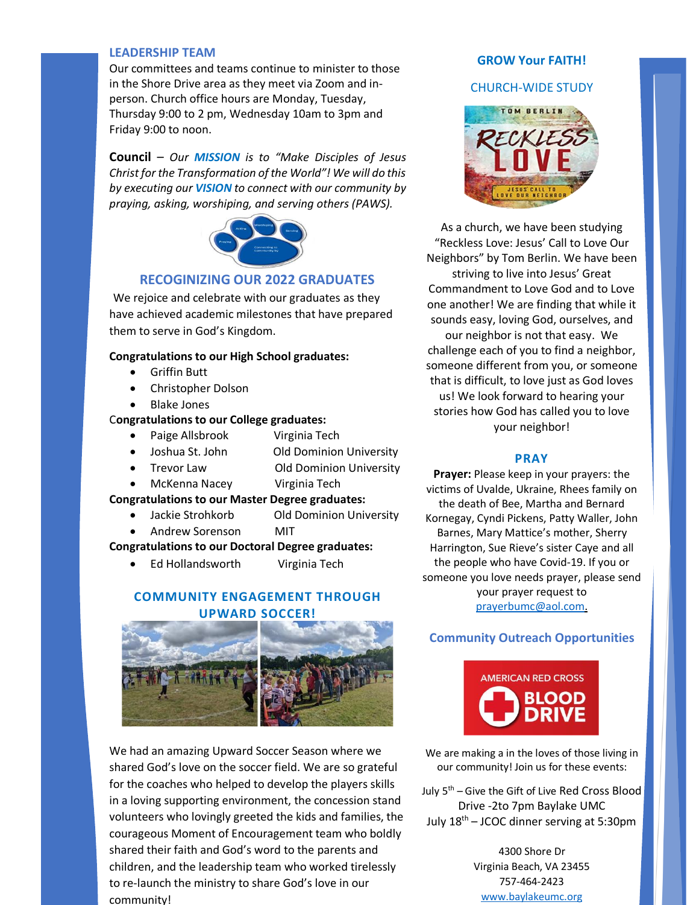## LEADERSHIP TEAM

Our committees and teams continue to minister to those in the Shore Drive area as they meet via Zoom and in-person. Church office hours are Monday, Tuesday, Thursday 9:00 to 2 pm, Wednesday 10am to 3pm and Friday 9:00 to noon.

**Council** – *Our **MISSION** is to "Make Disciples of Jesus Christ for the Transformation of the World"! We will do this by executing our **VISION** to connect with our community by praying, asking, worshiping, and serving others (PAWS).*

Asking
Worshiping
Serving
Praying
Connecting to Community by

## RECOGINIZING OUR 2022 GRADUATES

We rejoice and celebrate with our graduates as they have achieved academic milestones that have prepared them to serve in God's Kingdom.

**Congratulations to our High School graduates:**

- Griffin Butt
- Christopher Dolson
- Blake Jones

**Congratulations to our College graduates:**

- Paige Allsbrook — Virginia Tech
- Joshua St. John — Old Dominion University
- Trevor Law — Old Dominion University
- McKenna Nacey — Virginia Tech

**Congratulations to our Master Degree graduates:**

- Jackie Strohkorb — Old Dominion University
- Andrew Sorenson — MIT

**Congratulations to our Doctoral Degree graduates:**

- Ed Hollandsworth — Virginia Tech

## COMMUNITY ENGAGEMENT THROUGH UPWARD SOCCER!

We had an amazing Upward Soccer Season where we shared God's love on the soccer field. We are so grateful for the coaches who helped to develop the players skills in a loving supporting environment, the concession stand volunteers who lovingly greeted the kids and families, the courageous Moment of Encouragement team who boldly shared their faith and God's word to the parents and children, and the leadership team who worked tirelessly to re-launch the ministry to share God's love in our community!

## GROW Your FAITH!

### CHURCH-WIDE STUDY

TOM BERLIN
RECKLESS LOVE
JESUS' CALL TO LOVE OUR NEIGHBOR

As a church, we have been studying "Reckless Love: Jesus' Call to Love Our Neighbors" by Tom Berlin. We have been striving to live into Jesus' Great Commandment to Love God and to Love one another! We are finding that while it sounds easy, loving God, ourselves, and our neighbor is not that easy. We challenge each of you to find a neighbor, someone different from you, or someone that is difficult, to love just as God loves us! We look forward to hearing your stories how God has called you to love your neighbor!

## PRAY

**Prayer:** Please keep in your prayers: the victims of Uvalde, Ukraine, Rhees family on the death of Bee, Martha and Bernard Kornegay, Cyndi Pickens, Patty Waller, John Barnes, Mary Mattice's mother, Sherry Harrington, Sue Rieve's sister Caye and all the people who have Covid-19. If you or someone you love needs prayer, please send your prayer request to prayerbumc@aol.com.

## Community Outreach Opportunities

AMERICAN RED CROSS
BLOOD DRIVE

We are making a in the loves of those living in our community! Join us for these events:

July 5th – Give the Gift of Live Red Cross Blood Drive -2to 7pm Baylake UMC
July 18th – JCOC dinner serving at 5:30pm

4300 Shore Dr
Virginia Beach, VA 23455
757-464-2423
www.baylakeumc.org